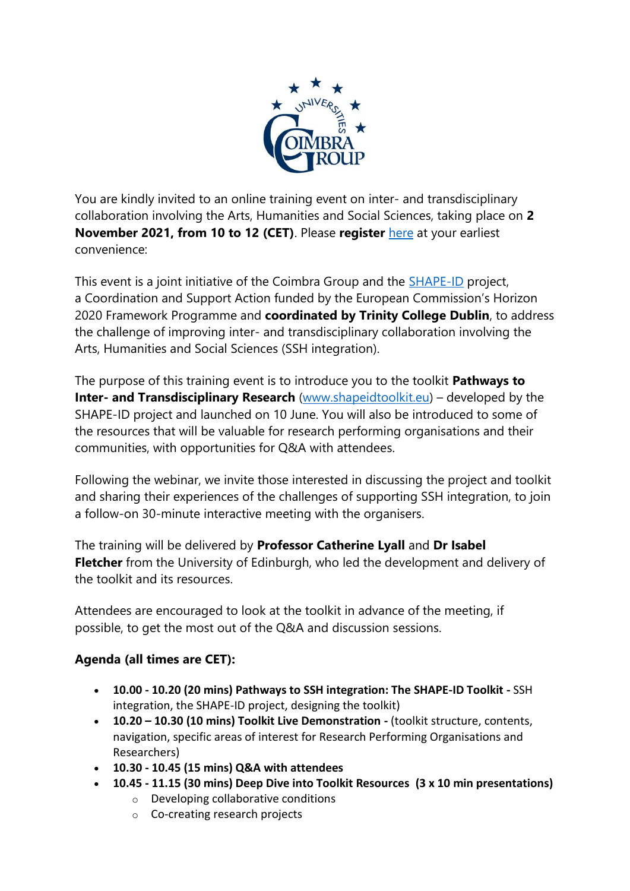You are kindly invited to an online training event on inter- and transdisciplinary collaboration involving the Arts, Humanities and Social Sciences, taking place on **2 November 2021, from 10 to 12 (CET)**. Please **register** [here](#) at your earliest convenience:

This event is a joint initiative of the Coimbra Group and the [SHAPE-ID](#) project, a Coordination and Support Action funded by the European Commission's Horizon 2020 Framework Programme and **coordinated by Trinity College Dublin**, to address the challenge of improving inter- and transdisciplinary collaboration involving the Arts, Humanities and Social Sciences (SSH integration).

The purpose of this training event is to introduce you to the toolkit **Pathways to Inter- and Transdisciplinary Research** ([www.shapeidtoolkit.eu](http://www.shapeidtoolkit.eu)) – developed by the SHAPE-ID project and launched on 10 June. You will also be introduced to some of the resources that will be valuable for research performing organisations and their communities, with opportunities for Q&A with attendees.

Following the webinar, we invite those interested in discussing the project and toolkit and sharing their experiences of the challenges of supporting SSH integration, to join a follow-on 30-minute interactive meeting with the organisers.

The training will be delivered by **Professor Catherine Lyall** and **Dr Isabel Fletcher** from the University of Edinburgh, who led the development and delivery of the toolkit and its resources.

Attendees are encouraged to look at the toolkit in advance of the meeting, if possible, to get the most out of the Q&A and discussion sessions.

**Agenda (all times are CET):**

- **10.00 - 10.20 (20 mins) Pathways to SSH integration: The SHAPE-ID Toolkit -** SSH integration, the SHAPE-ID project, designing the toolkit)
- **10.20 – 10.30 (10 mins) Toolkit Live Demonstration -** (toolkit structure, contents, navigation, specific areas of interest for Research Performing Organisations and Researchers)
- **10.30 - 10.45 (15 mins) Q&A with attendees**
- **10.45 - 11.15 (30 mins) Deep Dive into Toolkit Resources (3 x 10 min presentations)**
  - Developing collaborative conditions
  - Co-creating research projects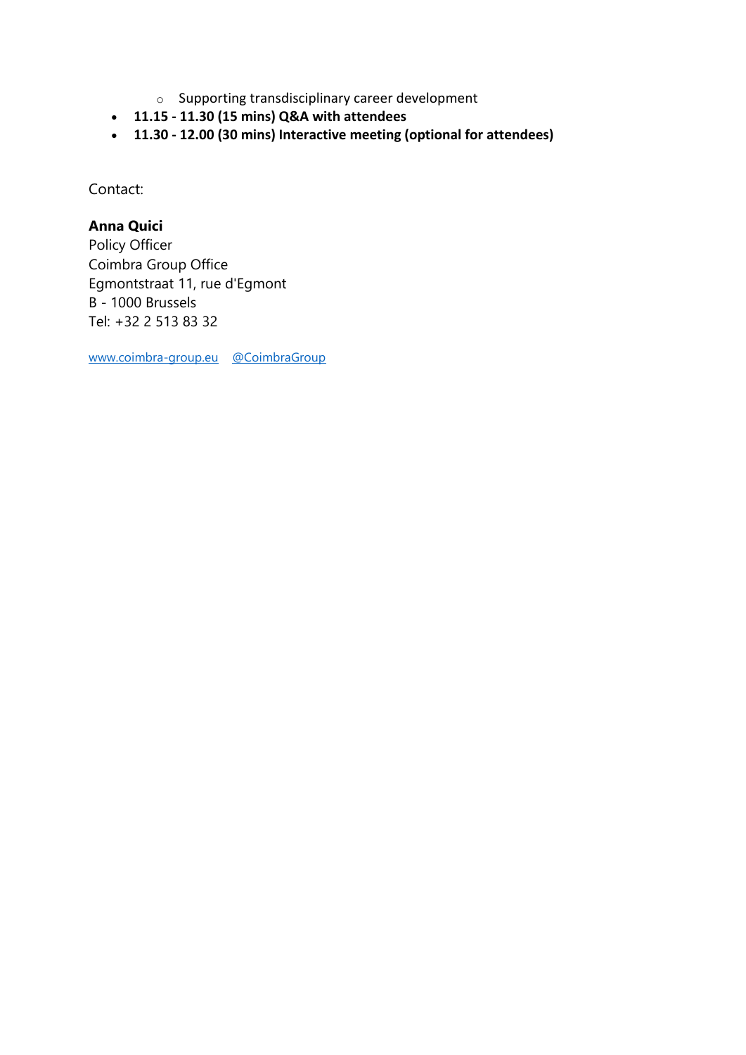- Supporting transdisciplinary career development
- **11.15 - 11.30 (15 mins) Q&A with attendees**
- **11.30 - 12.00 (30 mins) Interactive meeting (optional for attendees)**

Contact:

**Anna Quici**
Policy Officer
Coimbra Group Office
Egmontstraat 11, rue d'Egmont
B - 1000 Brussels
Tel: +32 2 513 83 32

www.coimbra-group.eu    @CoimbraGroup